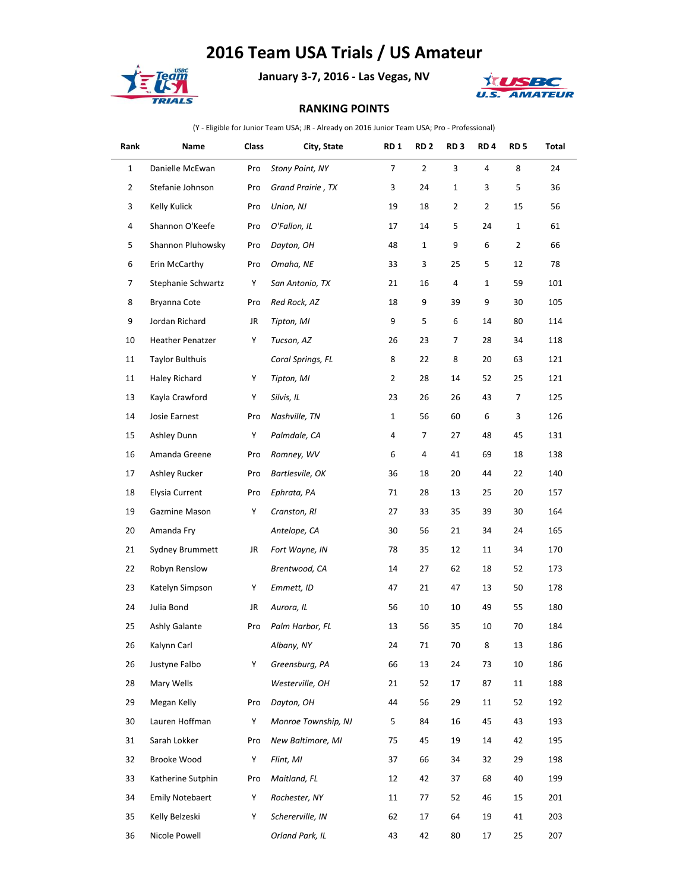# 2016 Team USA Trials / US Amateur

**January 3-7, 2016 - Las Vegas, NV**

**RANKING POINTS**

(Y - Eligible for Junior Team USA; JR - Already on 2016 Junior Team USA; Pro - Professional)

| Rank | Name | Class | City, State | RD 1 | RD 2 | RD 3 | RD 4 | RD 5 | Total |
|---|---|---|---|---|---|---|---|---|---|
| 1 | Danielle McEwan | Pro | *Stony Point, NY* | 7 | 2 | 3 | 4 | 8 | 24 |
| 2 | Stefanie Johnson | Pro | *Grand Prairie , TX* | 3 | 24 | 1 | 3 | 5 | 36 |
| 3 | Kelly Kulick | Pro | *Union, NJ* | 19 | 18 | 2 | 2 | 15 | 56 |
| 4 | Shannon O'Keefe | Pro | *O'Fallon, IL* | 17 | 14 | 5 | 24 | 1 | 61 |
| 5 | Shannon Pluhowsky | Pro | *Dayton, OH* | 48 | 1 | 9 | 6 | 2 | 66 |
| 6 | Erin McCarthy | Pro | *Omaha, NE* | 33 | 3 | 25 | 5 | 12 | 78 |
| 7 | Stephanie Schwartz | Y | *San Antonio, TX* | 21 | 16 | 4 | 1 | 59 | 101 |
| 8 | Bryanna Cote | Pro | *Red Rock, AZ* | 18 | 9 | 39 | 9 | 30 | 105 |
| 9 | Jordan Richard | JR | *Tipton, MI* | 9 | 5 | 6 | 14 | 80 | 114 |
| 10 | Heather Penatzer | Y | *Tucson, AZ* | 26 | 23 | 7 | 28 | 34 | 118 |
| 11 | Taylor Bulthuis | | *Coral Springs, FL* | 8 | 22 | 8 | 20 | 63 | 121 |
| 11 | Haley Richard | Y | *Tipton, MI* | 2 | 28 | 14 | 52 | 25 | 121 |
| 13 | Kayla Crawford | Y | *Silvis, IL* | 23 | 26 | 26 | 43 | 7 | 125 |
| 14 | Josie Earnest | Pro | *Nashville, TN* | 1 | 56 | 60 | 6 | 3 | 126 |
| 15 | Ashley Dunn | Y | *Palmdale, CA* | 4 | 7 | 27 | 48 | 45 | 131 |
| 16 | Amanda Greene | Pro | *Romney, WV* | 6 | 4 | 41 | 69 | 18 | 138 |
| 17 | Ashley Rucker | Pro | *Bartlesvile, OK* | 36 | 18 | 20 | 44 | 22 | 140 |
| 18 | Elysia Current | Pro | *Ephrata, PA* | 71 | 28 | 13 | 25 | 20 | 157 |
| 19 | Gazmine Mason | Y | *Cranston, RI* | 27 | 33 | 35 | 39 | 30 | 164 |
| 20 | Amanda Fry | | *Antelope, CA* | 30 | 56 | 21 | 34 | 24 | 165 |
| 21 | Sydney Brummett | JR | *Fort Wayne, IN* | 78 | 35 | 12 | 11 | 34 | 170 |
| 22 | Robyn Renslow | | *Brentwood, CA* | 14 | 27 | 62 | 18 | 52 | 173 |
| 23 | Katelyn Simpson | Y | *Emmett, ID* | 47 | 21 | 47 | 13 | 50 | 178 |
| 24 | Julia Bond | JR | *Aurora, IL* | 56 | 10 | 10 | 49 | 55 | 180 |
| 25 | Ashly Galante | Pro | *Palm Harbor, FL* | 13 | 56 | 35 | 10 | 70 | 184 |
| 26 | Kalynn Carl | | *Albany, NY* | 24 | 71 | 70 | 8 | 13 | 186 |
| 26 | Justyne Falbo | Y | *Greensburg, PA* | 66 | 13 | 24 | 73 | 10 | 186 |
| 28 | Mary Wells | | *Westerville, OH* | 21 | 52 | 17 | 87 | 11 | 188 |
| 29 | Megan Kelly | Pro | *Dayton, OH* | 44 | 56 | 29 | 11 | 52 | 192 |
| 30 | Lauren Hoffman | Y | *Monroe Township, NJ* | 5 | 84 | 16 | 45 | 43 | 193 |
| 31 | Sarah Lokker | Pro | *New Baltimore, MI* | 75 | 45 | 19 | 14 | 42 | 195 |
| 32 | Brooke Wood | Y | *Flint, MI* | 37 | 66 | 34 | 32 | 29 | 198 |
| 33 | Katherine Sutphin | Pro | *Maitland, FL* | 12 | 42 | 37 | 68 | 40 | 199 |
| 34 | Emily Notebaert | Y | *Rochester, NY* | 11 | 77 | 52 | 46 | 15 | 201 |
| 35 | Kelly Belzeski | Y | *Schererville, IN* | 62 | 17 | 64 | 19 | 41 | 203 |
| 36 | Nicole Powell | | *Orland Park, IL* | 43 | 42 | 80 | 17 | 25 | 207 |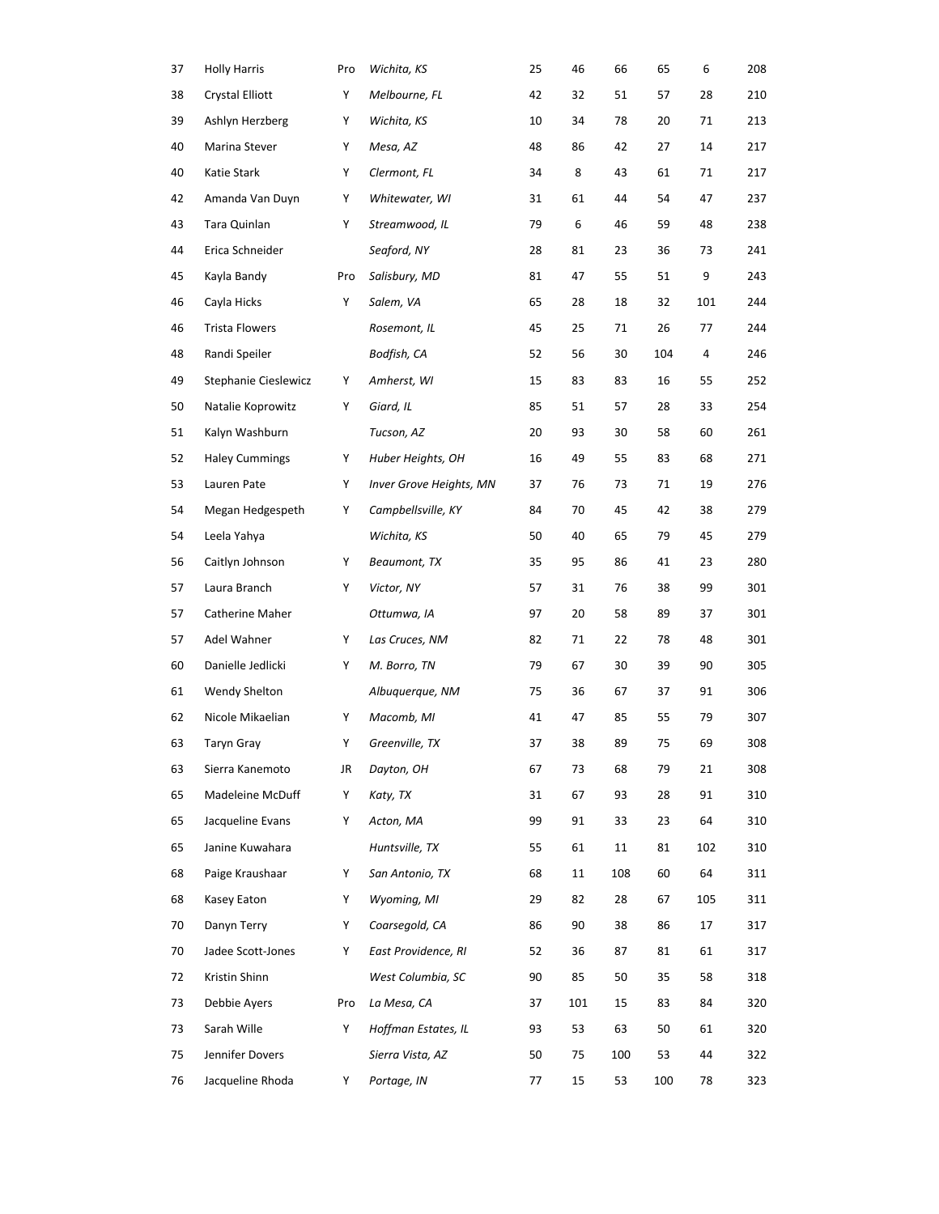| | | | | | | | | | |
|---|---|---|---|---|---|---|---|---|---|
| 37 | Holly Harris | Pro | *Wichita, KS* | 25 | 46 | 66 | 65 | 6 | 208 |
| 38 | Crystal Elliott | Y | *Melbourne, FL* | 42 | 32 | 51 | 57 | 28 | 210 |
| 39 | Ashlyn Herzberg | Y | *Wichita, KS* | 10 | 34 | 78 | 20 | 71 | 213 |
| 40 | Marina Stever | Y | *Mesa, AZ* | 48 | 86 | 42 | 27 | 14 | 217 |
| 40 | Katie Stark | Y | *Clermont, FL* | 34 | 8 | 43 | 61 | 71 | 217 |
| 42 | Amanda Van Duyn | Y | *Whitewater, WI* | 31 | 61 | 44 | 54 | 47 | 237 |
| 43 | Tara Quinlan | Y | *Streamwood, IL* | 79 | 6 | 46 | 59 | 48 | 238 |
| 44 | Erica Schneider | | *Seaford, NY* | 28 | 81 | 23 | 36 | 73 | 241 |
| 45 | Kayla Bandy | Pro | *Salisbury, MD* | 81 | 47 | 55 | 51 | 9 | 243 |
| 46 | Cayla Hicks | Y | *Salem, VA* | 65 | 28 | 18 | 32 | 101 | 244 |
| 46 | Trista Flowers | | *Rosemont, IL* | 45 | 25 | 71 | 26 | 77 | 244 |
| 48 | Randi Speiler | | *Bodfish, CA* | 52 | 56 | 30 | 104 | 4 | 246 |
| 49 | Stephanie Cieslewicz | Y | *Amherst, WI* | 15 | 83 | 83 | 16 | 55 | 252 |
| 50 | Natalie Koprowitz | Y | *Giard, IL* | 85 | 51 | 57 | 28 | 33 | 254 |
| 51 | Kalyn Washburn | | *Tucson, AZ* | 20 | 93 | 30 | 58 | 60 | 261 |
| 52 | Haley Cummings | Y | *Huber Heights, OH* | 16 | 49 | 55 | 83 | 68 | 271 |
| 53 | Lauren Pate | Y | *Inver Grove Heights, MN* | 37 | 76 | 73 | 71 | 19 | 276 |
| 54 | Megan Hedgespeth | Y | *Campbellsville, KY* | 84 | 70 | 45 | 42 | 38 | 279 |
| 54 | Leela Yahya | | *Wichita, KS* | 50 | 40 | 65 | 79 | 45 | 279 |
| 56 | Caitlyn Johnson | Y | *Beaumont, TX* | 35 | 95 | 86 | 41 | 23 | 280 |
| 57 | Laura Branch | Y | *Victor, NY* | 57 | 31 | 76 | 38 | 99 | 301 |
| 57 | Catherine Maher | | *Ottumwa, IA* | 97 | 20 | 58 | 89 | 37 | 301 |
| 57 | Adel Wahner | Y | *Las Cruces, NM* | 82 | 71 | 22 | 78 | 48 | 301 |
| 60 | Danielle Jedlicki | Y | *M. Borro, TN* | 79 | 67 | 30 | 39 | 90 | 305 |
| 61 | Wendy Shelton | | *Albuquerque, NM* | 75 | 36 | 67 | 37 | 91 | 306 |
| 62 | Nicole Mikaelian | Y | *Macomb, MI* | 41 | 47 | 85 | 55 | 79 | 307 |
| 63 | Taryn Gray | Y | *Greenville, TX* | 37 | 38 | 89 | 75 | 69 | 308 |
| 63 | Sierra Kanemoto | JR | *Dayton, OH* | 67 | 73 | 68 | 79 | 21 | 308 |
| 65 | Madeleine McDuff | Y | *Katy, TX* | 31 | 67 | 93 | 28 | 91 | 310 |
| 65 | Jacqueline Evans | Y | *Acton, MA* | 99 | 91 | 33 | 23 | 64 | 310 |
| 65 | Janine Kuwahara | | *Huntsville, TX* | 55 | 61 | 11 | 81 | 102 | 310 |
| 68 | Paige Kraushaar | Y | *San Antonio, TX* | 68 | 11 | 108 | 60 | 64 | 311 |
| 68 | Kasey Eaton | Y | *Wyoming, MI* | 29 | 82 | 28 | 67 | 105 | 311 |
| 70 | Danyn Terry | Y | *Coarsegold, CA* | 86 | 90 | 38 | 86 | 17 | 317 |
| 70 | Jadee Scott-Jones | Y | *East Providence, RI* | 52 | 36 | 87 | 81 | 61 | 317 |
| 72 | Kristin Shinn | | *West Columbia, SC* | 90 | 85 | 50 | 35 | 58 | 318 |
| 73 | Debbie Ayers | Pro | *La Mesa, CA* | 37 | 101 | 15 | 83 | 84 | 320 |
| 73 | Sarah Wille | Y | *Hoffman Estates, IL* | 93 | 53 | 63 | 50 | 61 | 320 |
| 75 | Jennifer Dovers | | *Sierra Vista, AZ* | 50 | 75 | 100 | 53 | 44 | 322 |
| 76 | Jacqueline Rhoda | Y | *Portage, IN* | 77 | 15 | 53 | 100 | 78 | 323 |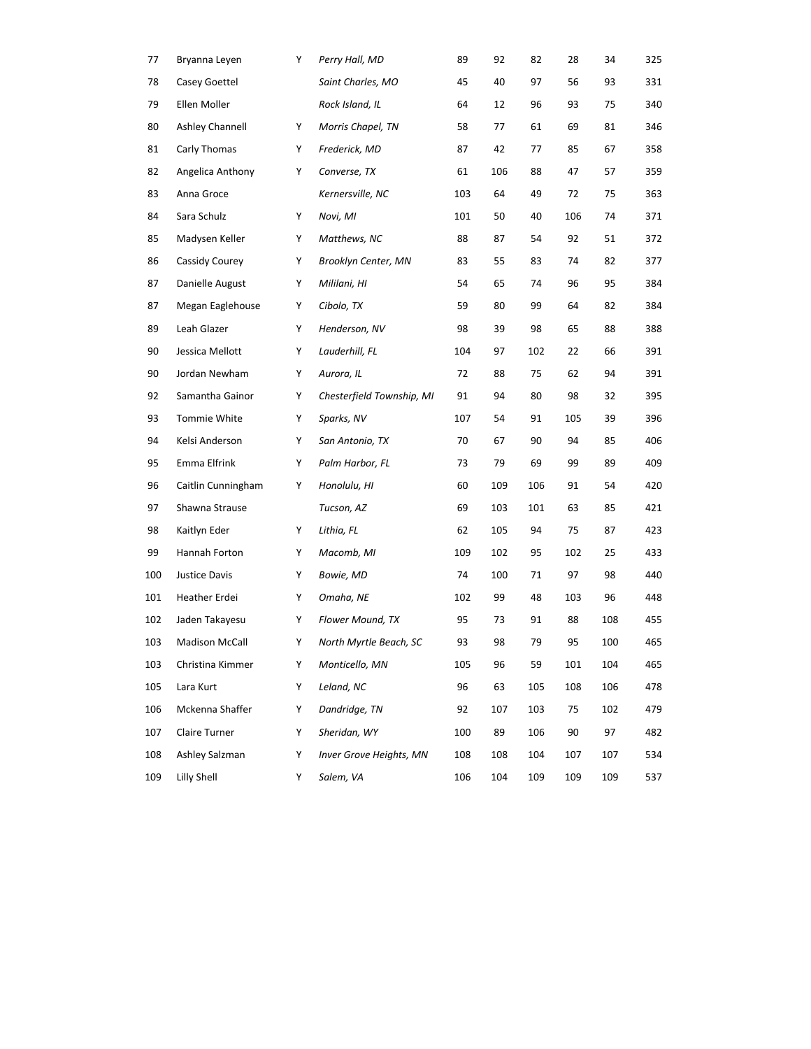| | | | | | | | | | |
|---|---|---|---|---|---|---|---|---|---|
| 77 | Bryanna Leyen | Y | *Perry Hall, MD* | 89 | 92 | 82 | 28 | 34 | 325 |
| 78 | Casey Goettel | | *Saint Charles, MO* | 45 | 40 | 97 | 56 | 93 | 331 |
| 79 | Ellen Moller | | *Rock Island, IL* | 64 | 12 | 96 | 93 | 75 | 340 |
| 80 | Ashley Channell | Y | *Morris Chapel, TN* | 58 | 77 | 61 | 69 | 81 | 346 |
| 81 | Carly Thomas | Y | *Frederick, MD* | 87 | 42 | 77 | 85 | 67 | 358 |
| 82 | Angelica Anthony | Y | *Converse, TX* | 61 | 106 | 88 | 47 | 57 | 359 |
| 83 | Anna Groce | | *Kernersville, NC* | 103 | 64 | 49 | 72 | 75 | 363 |
| 84 | Sara Schulz | Y | *Novi, MI* | 101 | 50 | 40 | 106 | 74 | 371 |
| 85 | Madysen Keller | Y | *Matthews, NC* | 88 | 87 | 54 | 92 | 51 | 372 |
| 86 | Cassidy Courey | Y | *Brooklyn Center, MN* | 83 | 55 | 83 | 74 | 82 | 377 |
| 87 | Danielle August | Y | *Mililani, HI* | 54 | 65 | 74 | 96 | 95 | 384 |
| 87 | Megan Eaglehouse | Y | *Cibolo, TX* | 59 | 80 | 99 | 64 | 82 | 384 |
| 89 | Leah Glazer | Y | *Henderson, NV* | 98 | 39 | 98 | 65 | 88 | 388 |
| 90 | Jessica Mellott | Y | *Lauderhill, FL* | 104 | 97 | 102 | 22 | 66 | 391 |
| 90 | Jordan Newham | Y | *Aurora, IL* | 72 | 88 | 75 | 62 | 94 | 391 |
| 92 | Samantha Gainor | Y | *Chesterfield Township, MI* | 91 | 94 | 80 | 98 | 32 | 395 |
| 93 | Tommie White | Y | *Sparks, NV* | 107 | 54 | 91 | 105 | 39 | 396 |
| 94 | Kelsi Anderson | Y | *San Antonio, TX* | 70 | 67 | 90 | 94 | 85 | 406 |
| 95 | Emma Elfrink | Y | *Palm Harbor, FL* | 73 | 79 | 69 | 99 | 89 | 409 |
| 96 | Caitlin Cunningham | Y | *Honolulu, HI* | 60 | 109 | 106 | 91 | 54 | 420 |
| 97 | Shawna Strause | | *Tucson, AZ* | 69 | 103 | 101 | 63 | 85 | 421 |
| 98 | Kaitlyn Eder | Y | *Lithia, FL* | 62 | 105 | 94 | 75 | 87 | 423 |
| 99 | Hannah Forton | Y | *Macomb, MI* | 109 | 102 | 95 | 102 | 25 | 433 |
| 100 | Justice Davis | Y | *Bowie, MD* | 74 | 100 | 71 | 97 | 98 | 440 |
| 101 | Heather Erdei | Y | *Omaha, NE* | 102 | 99 | 48 | 103 | 96 | 448 |
| 102 | Jaden Takayesu | Y | *Flower Mound, TX* | 95 | 73 | 91 | 88 | 108 | 455 |
| 103 | Madison McCall | Y | *North Myrtle Beach, SC* | 93 | 98 | 79 | 95 | 100 | 465 |
| 103 | Christina Kimmer | Y | *Monticello, MN* | 105 | 96 | 59 | 101 | 104 | 465 |
| 105 | Lara Kurt | Y | *Leland, NC* | 96 | 63 | 105 | 108 | 106 | 478 |
| 106 | Mckenna Shaffer | Y | *Dandridge, TN* | 92 | 107 | 103 | 75 | 102 | 479 |
| 107 | Claire Turner | Y | *Sheridan, WY* | 100 | 89 | 106 | 90 | 97 | 482 |
| 108 | Ashley Salzman | Y | *Inver Grove Heights, MN* | 108 | 108 | 104 | 107 | 107 | 534 |
| 109 | Lilly Shell | Y | *Salem, VA* | 106 | 104 | 109 | 109 | 109 | 537 |